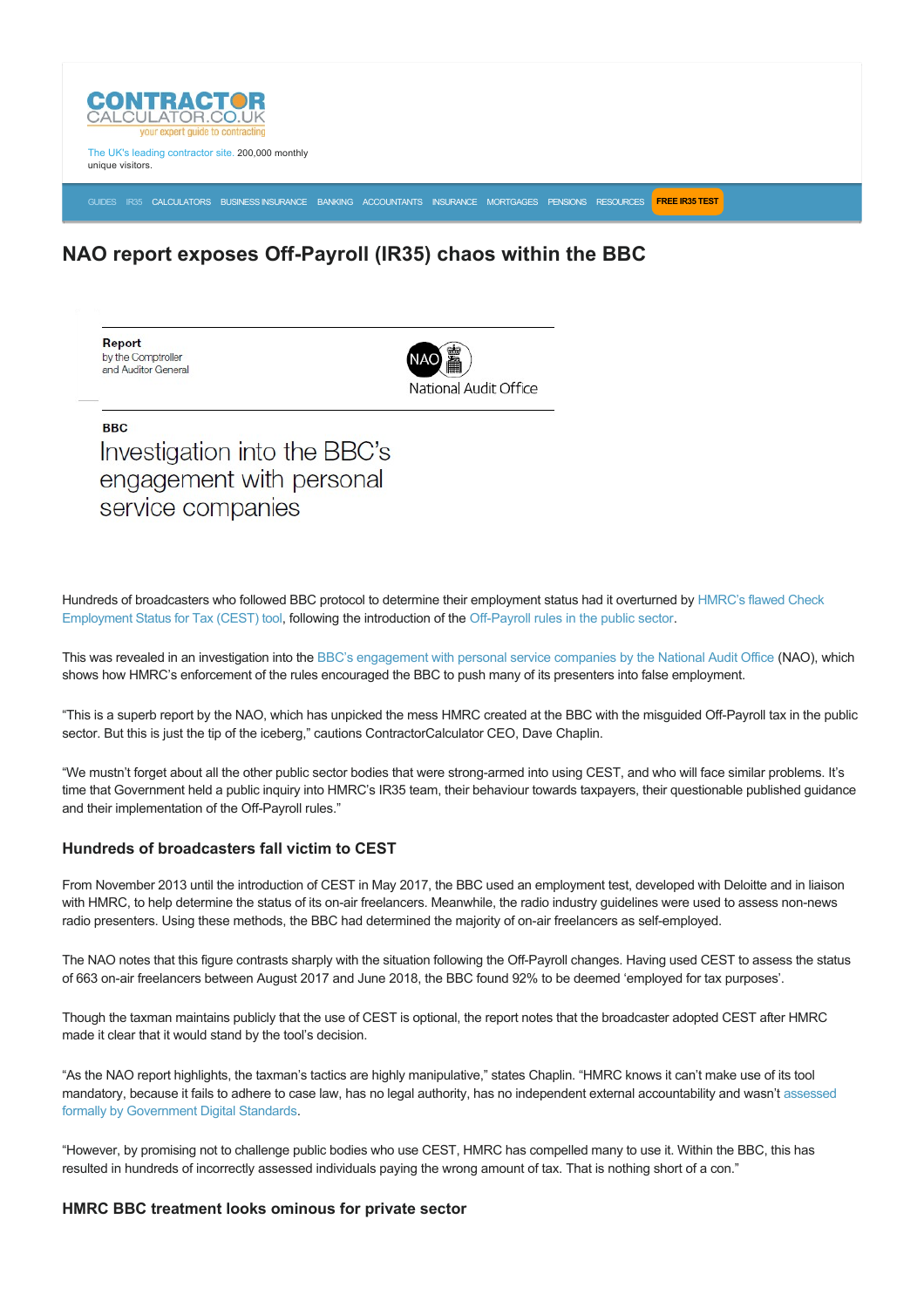CONTRACTOR CALCULATOR.CO.UK
your expert guide to contracting

The UK's leading contractor site. 200,000 monthly unique visitors.

GUIDES IR35 CALCULATORS BUSINESS INSURANCE BANKING ACCOUNTANTS INSURANCE MORTGAGES PENSIONS RESOURCES FREE IR35 TEST

# NAO report exposes Off-Payroll (IR35) chaos within the BBC

**Report**
by the Comptroller and Auditor General

NAO National Audit Office

**BBC**

Investigation into the BBC's engagement with personal service companies

Hundreds of broadcasters who followed BBC protocol to determine their employment status had it overturned by HMRC's flawed Check Employment Status for Tax (CEST) tool, following the introduction of the Off-Payroll rules in the public sector.

This was revealed in an investigation into the BBC's engagement with personal service companies by the National Audit Office (NAO), which shows how HMRC's enforcement of the rules encouraged the BBC to push many of its presenters into false employment.

"This is a superb report by the NAO, which has unpicked the mess HMRC created at the BBC with the misguided Off-Payroll tax in the public sector. But this is just the tip of the iceberg," cautions ContractorCalculator CEO, Dave Chaplin.

"We mustn't forget about all the other public sector bodies that were strong-armed into using CEST, and who will face similar problems. It's time that Government held a public inquiry into HMRC's IR35 team, their behaviour towards taxpayers, their questionable published guidance and their implementation of the Off-Payroll rules."

## Hundreds of broadcasters fall victim to CEST

From November 2013 until the introduction of CEST in May 2017, the BBC used an employment test, developed with Deloitte and in liaison with HMRC, to help determine the status of its on-air freelancers. Meanwhile, the radio industry guidelines were used to assess non-news radio presenters. Using these methods, the BBC had determined the majority of on-air freelancers as self-employed.

The NAO notes that this figure contrasts sharply with the situation following the Off-Payroll changes. Having used CEST to assess the status of 663 on-air freelancers between August 2017 and June 2018, the BBC found 92% to be deemed 'employed for tax purposes'.

Though the taxman maintains publicly that the use of CEST is optional, the report notes that the broadcaster adopted CEST after HMRC made it clear that it would stand by the tool's decision.

"As the NAO report highlights, the taxman's tactics are highly manipulative," states Chaplin. "HMRC knows it can't make use of its tool mandatory, because it fails to adhere to case law, has no legal authority, has no independent external accountability and wasn't assessed formally by Government Digital Standards.

"However, by promising not to challenge public bodies who use CEST, HMRC has compelled many to use it. Within the BBC, this has resulted in hundreds of incorrectly assessed individuals paying the wrong amount of tax. That is nothing short of a con."

## HMRC BBC treatment looks ominous for private sector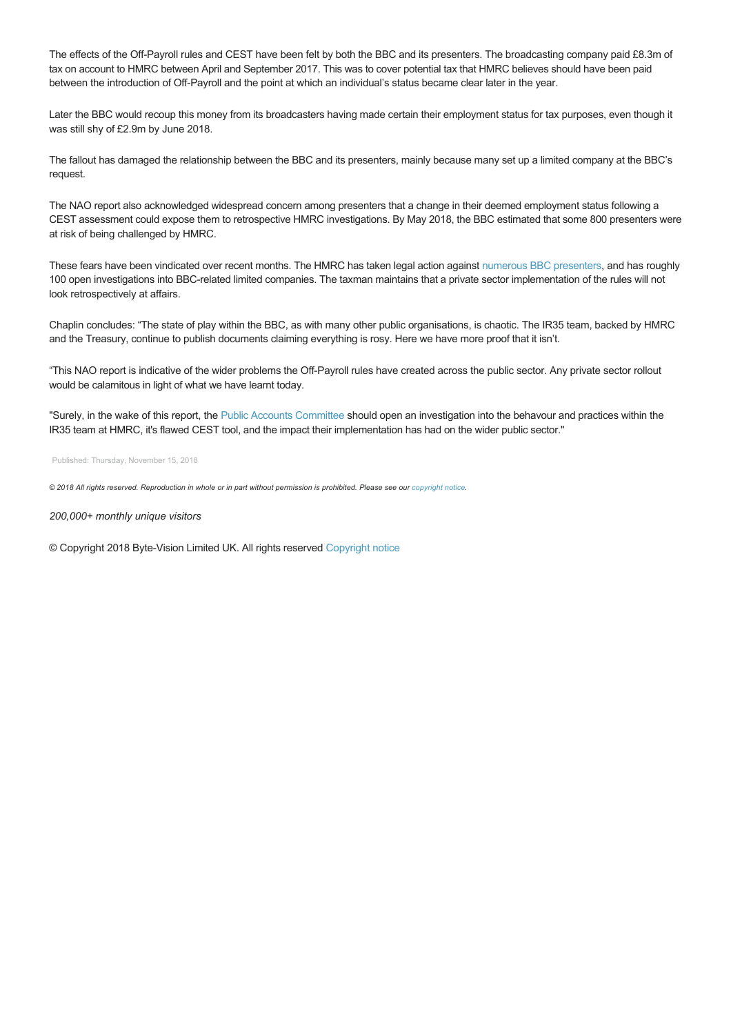The effects of the Off-Payroll rules and CEST have been felt by both the BBC and its presenters. The broadcasting company paid £8.3m of tax on account to HMRC between April and September 2017. This was to cover potential tax that HMRC believes should have been paid between the introduction of Off-Payroll and the point at which an individual's status became clear later in the year.

Later the BBC would recoup this money from its broadcasters having made certain their employment status for tax purposes, even though it was still shy of £2.9m by June 2018.

The fallout has damaged the relationship between the BBC and its presenters, mainly because many set up a limited company at the BBC's request.

The NAO report also acknowledged widespread concern among presenters that a change in their deemed employment status following a CEST assessment could expose them to retrospective HMRC investigations. By May 2018, the BBC estimated that some 800 presenters were at risk of being challenged by HMRC.

These fears have been vindicated over recent months. The HMRC has taken legal action against numerous BBC presenters, and has roughly 100 open investigations into BBC-related limited companies. The taxman maintains that a private sector implementation of the rules will not look retrospectively at affairs.

Chaplin concludes: "The state of play within the BBC, as with many other public organisations, is chaotic. The IR35 team, backed by HMRC and the Treasury, continue to publish documents claiming everything is rosy. Here we have more proof that it isn't.

"This NAO report is indicative of the wider problems the Off-Payroll rules have created across the public sector. Any private sector rollout would be calamitous in light of what we have learnt today.

"Surely, in the wake of this report, the Public Accounts Committee should open an investigation into the behavour and practices within the IR35 team at HMRC, it's flawed CEST tool, and the impact their implementation has had on the wider public sector."

Published: Thursday, November 15, 2018

*© 2018 All rights reserved. Reproduction in whole or in part without permission is prohibited. Please see our copyright notice.*

*200,000+ monthly unique visitors*

© Copyright 2018 Byte-Vision Limited UK. All rights reserved Copyright notice